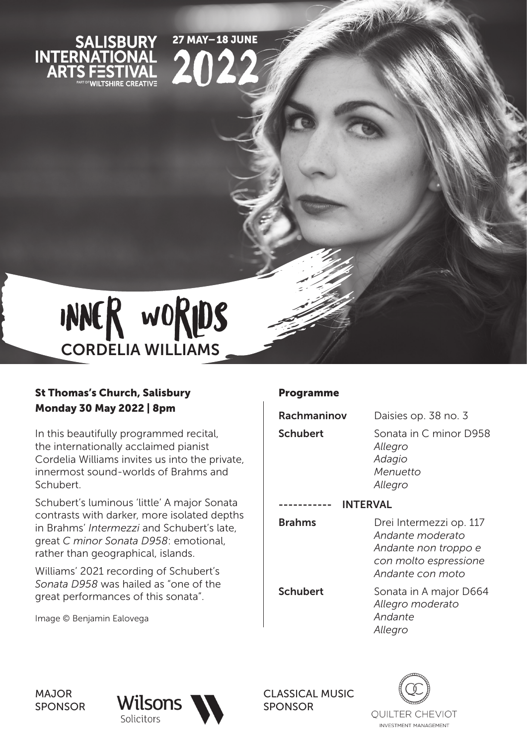SALISBURY INTERNATIONAL ARTS FESTIVAL
PART OF WILTSHIRE CREATIVE

27 MAY – 18 JUNE 2022

# INNER WORLDS

## CORDELIA WILLIAMS

**St Thomas's Church, Salisbury**
**Monday 30 May 2022 | 8pm**

In this beautifully programmed recital, the internationally acclaimed pianist Cordelia Williams invites us into the private, innermost sound-worlds of Brahms and Schubert.

Schubert's luminous 'little' A major Sonata contrasts with darker, more isolated depths in Brahms' *Intermezzi* and Schubert's late, great *C minor Sonata D958*: emotional, rather than geographical, islands.

Williams' 2021 recording of Schubert's *Sonata D958* was hailed as "one of the great performances of this sonata".

Image © Benjamin Ealovega

### Programme

**Rachmaninov** — Daisies op. 38 no. 3

**Schubert** — Sonata in C minor D958
*Allegro*
*Adagio*
*Menuetto*
*Allegro*

----------- INTERVAL

**Brahms** — Drei Intermezzi op. 117
*Andante moderato*
*Andante non troppo e con molto espressione*
*Andante con moto*

**Schubert** — Sonata in A major D664
*Allegro moderato*
*Andante*
*Allegro*

MAJOR SPONSOR — Wilsons Solicitors

CLASSICAL MUSIC SPONSOR — QUILTER CHEVIOT INVESTMENT MANAGEMENT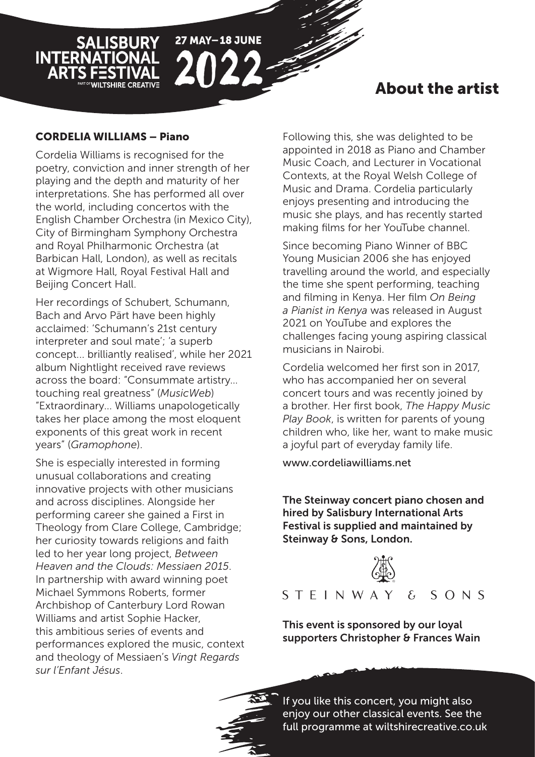SALISBURY INTERNATIONAL ARTS FESTIVAL

PART OF WILTSHIRE CREATIVE

27 MAY – 18 JUNE 2022

# About the artist

## CORDELIA WILLIAMS – Piano

Cordelia Williams is recognised for the poetry, conviction and inner strength of her playing and the depth and maturity of her interpretations. She has performed all over the world, including concertos with the English Chamber Orchestra (in Mexico City), City of Birmingham Symphony Orchestra and Royal Philharmonic Orchestra (at Barbican Hall, London), as well as recitals at Wigmore Hall, Royal Festival Hall and Beijing Concert Hall.

Her recordings of Schubert, Schumann, Bach and Arvo Pärt have been highly acclaimed: 'Schumann's 21st century interpreter and soul mate'; 'a superb concept… brilliantly realised', while her 2021 album Nightlight received rave reviews across the board: "Consummate artistry… touching real greatness" (*MusicWeb*) "Extraordinary… Williams unapologetically takes her place among the most eloquent exponents of this great work in recent years" (*Gramophone*).

She is especially interested in forming unusual collaborations and creating innovative projects with other musicians and across disciplines. Alongside her performing career she gained a First in Theology from Clare College, Cambridge; her curiosity towards religions and faith led to her year long project, *Between Heaven and the Clouds: Messiaen 2015*. In partnership with award winning poet Michael Symmons Roberts, former Archbishop of Canterbury Lord Rowan Williams and artist Sophie Hacker, this ambitious series of events and performances explored the music, context and theology of Messiaen's *Vingt Regards sur l'Enfant Jésus*.

Following this, she was delighted to be appointed in 2018 as Piano and Chamber Music Coach, and Lecturer in Vocational Contexts, at the Royal Welsh College of Music and Drama. Cordelia particularly enjoys presenting and introducing the music she plays, and has recently started making films for her YouTube channel.

Since becoming Piano Winner of BBC Young Musician 2006 she has enjoyed travelling around the world, and especially the time she spent performing, teaching and filming in Kenya. Her film *On Being a Pianist in Kenya* was released in August 2021 on YouTube and explores the challenges facing young aspiring classical musicians in Nairobi.

Cordelia welcomed her first son in 2017, who has accompanied her on several concert tours and was recently joined by a brother. Her first book, *The Happy Music Play Book*, is written for parents of young children who, like her, want to make music a joyful part of everyday family life.

www.cordeliawilliams.net

**The Steinway concert piano chosen and hired by Salisbury International Arts Festival is supplied and maintained by Steinway & Sons, London.**

STEINWAY & SONS

**This event is sponsored by our loyal supporters Christopher & Frances Wain**

If you like this concert, you might also enjoy our other classical events. See the full programme at wiltshirecreative.co.uk